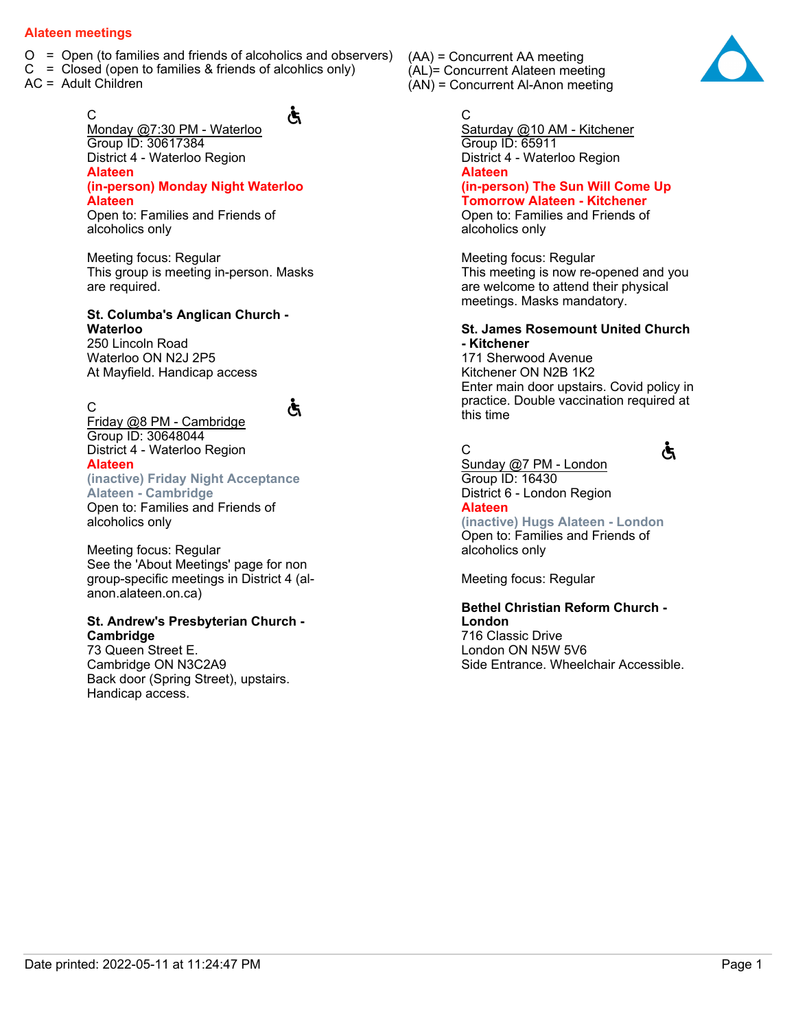## Alateen meetings

O = Open (to families and friends of alcoholics and observers)
C = Closed (open to families & friends of alcohlics only)
AC = Adult Children

(AA) = Concurrent AA meeting
(AL)= Concurrent Alateen meeting
(AN) = Concurrent Al-Anon meeting

C
Monday @7:30 PM - Waterloo
Group ID: 30617384
District 4 - Waterloo Region
**Alateen**
**(in-person) Monday Night Waterloo Alateen**
Open to: Families and Friends of alcoholics only

Meeting focus: Regular
This group is meeting in-person. Masks are required.

**St. Columba's Anglican Church - Waterloo**
250 Lincoln Road
Waterloo ON N2J 2P5
At Mayfield. Handicap access

C
Friday @8 PM - Cambridge
Group ID: 30648044
District 4 - Waterloo Region
**Alateen**
**(inactive) Friday Night Acceptance Alateen - Cambridge**
Open to: Families and Friends of alcoholics only

Meeting focus: Regular
See the 'About Meetings' page for non group-specific meetings in District 4 (al-anon.alateen.on.ca)

**St. Andrew's Presbyterian Church - Cambridge**
73 Queen Street E.
Cambridge ON N3C2A9
Back door (Spring Street), upstairs. Handicap access.

C
Saturday @10 AM - Kitchener
Group ID: 65911
District 4 - Waterloo Region
**Alateen**
**(in-person) The Sun Will Come Up Tomorrow Alateen - Kitchener**
Open to: Families and Friends of alcoholics only

Meeting focus: Regular
This meeting is now re-opened and you are welcome to attend their physical meetings. Masks mandatory.

**St. James Rosemount United Church - Kitchener**
171 Sherwood Avenue
Kitchener ON N2B 1K2
Enter main door upstairs. Covid policy in practice. Double vaccination required at this time

C
Sunday @7 PM - London
Group ID: 16430
District 6 - London Region
**Alateen**
**(inactive) Hugs Alateen - London**
Open to: Families and Friends of alcoholics only

Meeting focus: Regular

**Bethel Christian Reform Church - London**
716 Classic Drive
London ON N5W 5V6
Side Entrance. Wheelchair Accessible.

Date printed: 2022-05-11 at 11:24:47 PM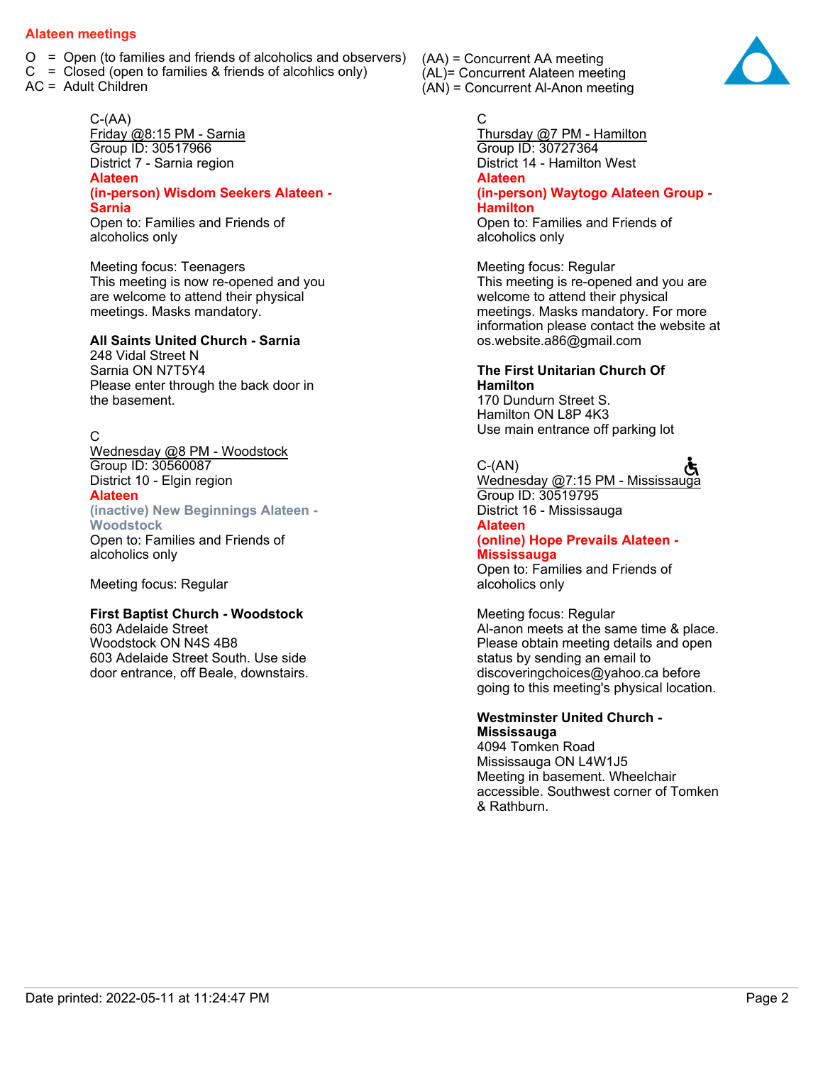## Alateen meetings

O = Open (to families and friends of alcoholics and observers)
C = Closed (open to families & friends of alcohlics only)
AC = Adult Children

(AA) = Concurrent AA meeting
(AL)= Concurrent Alateen meeting
(AN) = Concurrent Al-Anon meeting

C-(AA)
Friday @8:15 PM - Sarnia
Group ID: 30517966
District 7 - Sarnia region
**Alateen**
**(in-person) Wisdom Seekers Alateen - Sarnia**
Open to: Families and Friends of alcoholics only

Meeting focus: Teenagers
This meeting is now re-opened and you are welcome to attend their physical meetings. Masks mandatory.

**All Saints United Church - Sarnia**
248 Vidal Street N
Sarnia ON N7T5Y4
Please enter through the back door in the basement.

C
Wednesday @8 PM - Woodstock
Group ID: 30560087
District 10 - Elgin region
**Alateen**
**(inactive) New Beginnings Alateen - Woodstock**
Open to: Families and Friends of alcoholics only

Meeting focus: Regular

**First Baptist Church - Woodstock**
603 Adelaide Street
Woodstock ON N4S 4B8
603 Adelaide Street South. Use side door entrance, off Beale, downstairs.

C
Thursday @7 PM - Hamilton
Group ID: 30727364
District 14 - Hamilton West
**Alateen**
**(in-person) Waytogo Alateen Group - Hamilton**
Open to: Families and Friends of alcoholics only

Meeting focus: Regular
This meeting is re-opened and you are welcome to attend their physical meetings. Masks mandatory. For more information please contact the website at os.website.a86@gmail.com

**The First Unitarian Church Of Hamilton**
170 Dundurn Street S.
Hamilton ON L8P 4K3
Use main entrance off parking lot

C-(AN)
Wednesday @7:15 PM - Mississauga
Group ID: 30519795
District 16 - Mississauga
**Alateen**
**(online) Hope Prevails Alateen - Mississauga**
Open to: Families and Friends of alcoholics only

Meeting focus: Regular
Al-anon meets at the same time & place. Please obtain meeting details and open status by sending an email to discoveringchoices@yahoo.ca before going to this meeting's physical location.

**Westminster United Church - Mississauga**
4094 Tomken Road
Mississauga ON L4W1J5
Meeting in basement. Wheelchair accessible. Southwest corner of Tomken & Rathburn.

Date printed: 2022-05-11 at 11:24:47 PM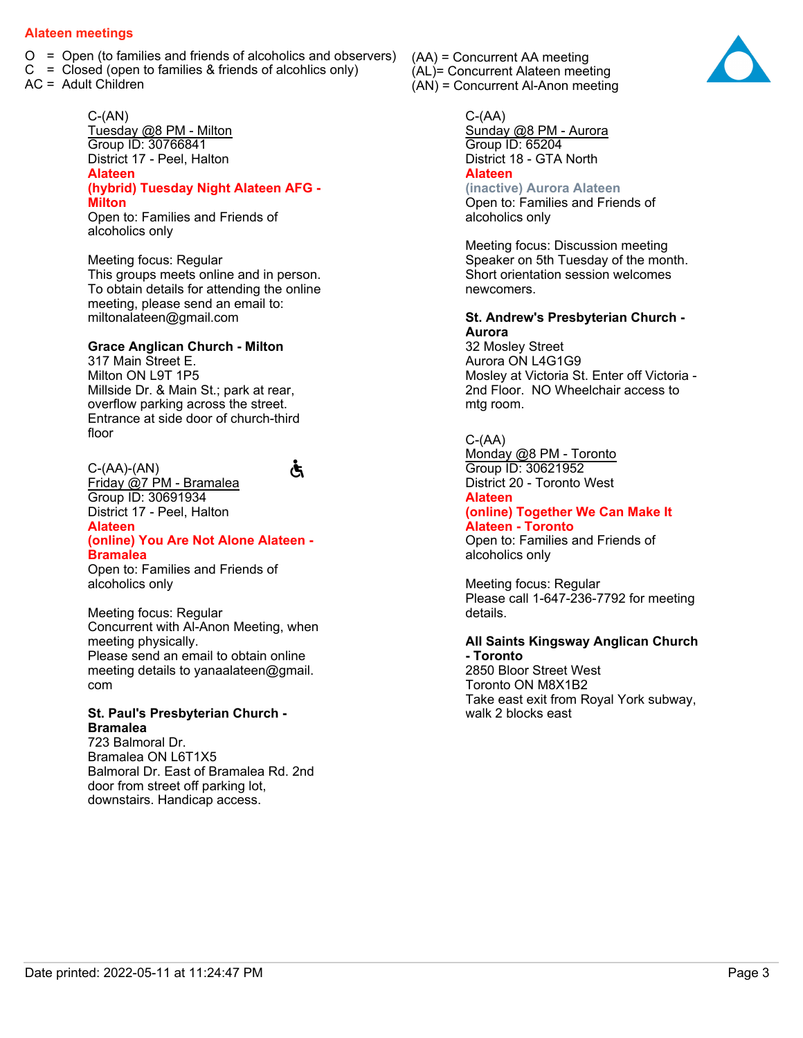## Alateen meetings

O = Open (to families and friends of alcoholics and observers)
C = Closed (open to families & friends of alcohlics only)
AC = Adult Children

(AA) = Concurrent AA meeting
(AL)= Concurrent Alateen meeting
(AN) = Concurrent Al-Anon meeting

C-(AN)
Tuesday @8 PM - Milton
Group ID: 30766841
District 17 - Peel, Halton
**Alateen**
**(hybrid) Tuesday Night Alateen AFG - Milton**
Open to: Families and Friends of alcoholics only

Meeting focus: Regular
This groups meets online and in person. To obtain details for attending the online meeting, please send an email to: miltonalateen@gmail.com

**Grace Anglican Church - Milton**
317 Main Street E.
Milton ON L9T 1P5
Millside Dr. & Main St.; park at rear, overflow parking across the street. Entrance at side door of church-third floor

C-(AA)-(AN)
Friday @7 PM - Bramalea
Group ID: 30691934
District 17 - Peel, Halton
**Alateen**
**(online) You Are Not Alone Alateen - Bramalea**
Open to: Families and Friends of alcoholics only

Meeting focus: Regular
Concurrent with Al-Anon Meeting, when meeting physically.
Please send an email to obtain online meeting details to yanaalateen@gmail.com

**St. Paul's Presbyterian Church - Bramalea**
723 Balmoral Dr.
Bramalea ON L6T1X5
Balmoral Dr. East of Bramalea Rd. 2nd door from street off parking lot, downstairs. Handicap access.

C-(AA)
Sunday @8 PM - Aurora
Group ID: 65204
District 18 - GTA North
**Alateen**
**(inactive) Aurora Alateen**
Open to: Families and Friends of alcoholics only

Meeting focus: Discussion meeting
Speaker on 5th Tuesday of the month.
Short orientation session welcomes newcomers.

**St. Andrew's Presbyterian Church - Aurora**
32 Mosley Street
Aurora ON L4G1G9
Mosley at Victoria St. Enter off Victoria - 2nd Floor. NO Wheelchair access to mtg room.

C-(AA)
Monday @8 PM - Toronto
Group ID: 30621952
District 20 - Toronto West
**Alateen**
**(online) Together We Can Make It Alateen - Toronto**
Open to: Families and Friends of alcoholics only

Meeting focus: Regular
Please call 1-647-236-7792 for meeting details.

**All Saints Kingsway Anglican Church - Toronto**
2850 Bloor Street West
Toronto ON M8X1B2
Take east exit from Royal York subway, walk 2 blocks east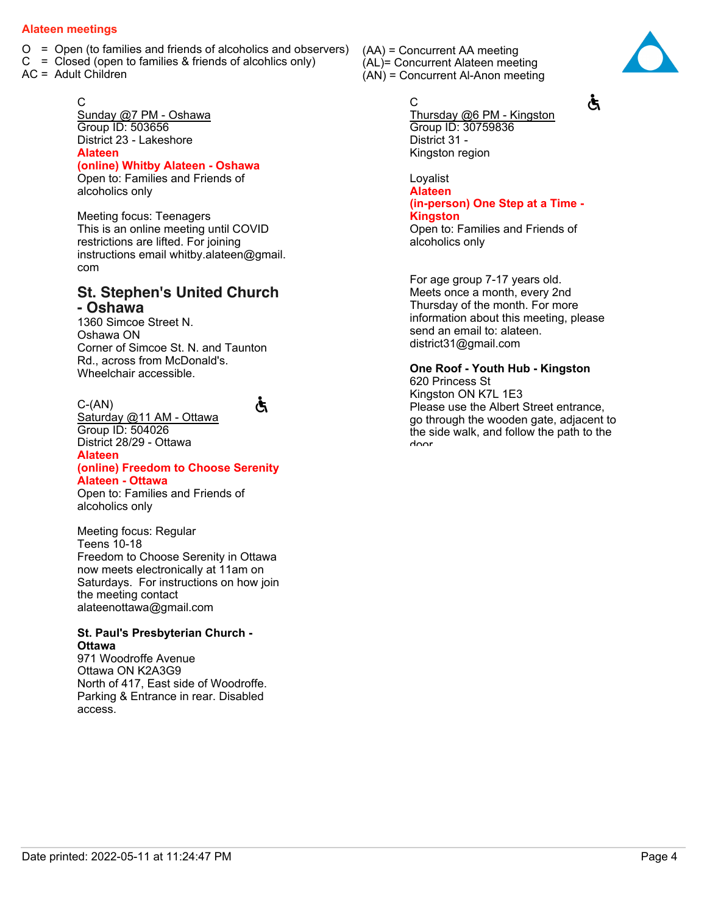**Alateen meetings**

O = Open (to families and friends of alcoholics and observers)
C = Closed (open to families & friends of alcohlics only)
AC = Adult Children

(AA) = Concurrent AA meeting
(AL)= Concurrent Alateen meeting
(AN) = Concurrent Al-Anon meeting

C
Sunday @7 PM - Oshawa
Group ID: 503656
District 23 - Lakeshore
**Alateen**
**(online) Whitby Alateen - Oshawa**
Open to: Families and Friends of alcoholics only

Meeting focus: Teenagers
This is an online meeting until COVID restrictions are lifted. For joining instructions email whitby.alateen@gmail.com

## St. Stephen's United Church - Oshawa

1360 Simcoe Street N.
Oshawa ON
Corner of Simcoe St. N. and Taunton Rd., across from McDonald's.
Wheelchair accessible.

C-(AN)
Saturday @11 AM - Ottawa
Group ID: 504026
District 28/29 - Ottawa
**Alateen**
**(online) Freedom to Choose Serenity Alateen - Ottawa**
Open to: Families and Friends of alcoholics only

Meeting focus: Regular
Teens 10-18
Freedom to Choose Serenity in Ottawa now meets electronically at 11am on Saturdays. For instructions on how join the meeting contact alateenottawa@gmail.com

**St. Paul's Presbyterian Church - Ottawa**
971 Woodroffe Avenue
Ottawa ON K2A3G9
North of 417, East side of Woodroffe. Parking & Entrance in rear. Disabled access.

C
Thursday @6 PM - Kingston
Group ID: 30759836
District 31 - Kingston region

Loyalist
**Alateen**
**(in-person) One Step at a Time - Kingston**
Open to: Families and Friends of alcoholics only

For age group 7-17 years old.
Meets once a month, every 2nd Thursday of the month. For more information about this meeting, please send an email to: alateen.district31@gmail.com

**One Roof - Youth Hub - Kingston**
620 Princess St
Kingston ON K7L 1E3
Please use the Albert Street entrance, go through the wooden gate, adjacent to the side walk, and follow the path to the door